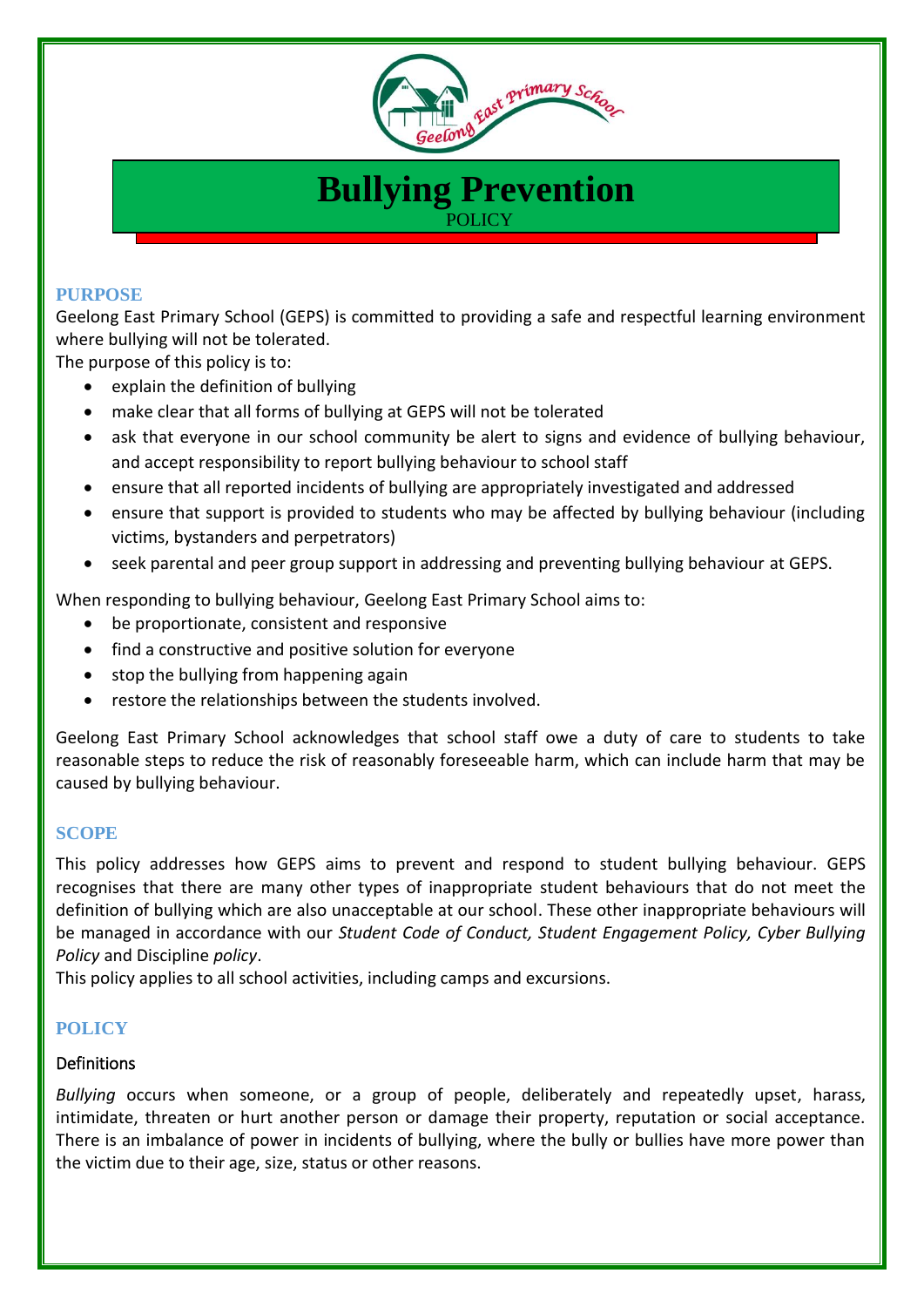# Bullying Prevention

POLICY

## PURPOSE

Geelong East Primary School (GEPS) is committed to providing a safe and respectful learning environment where bullying will not be tolerated.

The purpose of this policy is to:

- explain the definition of bullying
- make clear that all forms of bullying at GEPS will not be tolerated
- ask that everyone in our school community be alert to signs and evidence of bullying behaviour, and accept responsibility to report bullying behaviour to school staff
- ensure that all reported incidents of bullying are appropriately investigated and addressed
- ensure that support is provided to students who may be affected by bullying behaviour (including victims, bystanders and perpetrators)
- seek parental and peer group support in addressing and preventing bullying behaviour at GEPS.

When responding to bullying behaviour, Geelong East Primary School aims to:

- be proportionate, consistent and responsive
- find a constructive and positive solution for everyone
- stop the bullying from happening again
- restore the relationships between the students involved.

Geelong East Primary School acknowledges that school staff owe a duty of care to students to take reasonable steps to reduce the risk of reasonably foreseeable harm, which can include harm that may be caused by bullying behaviour.

## SCOPE

This policy addresses how GEPS aims to prevent and respond to student bullying behaviour. GEPS recognises that there are many other types of inappropriate student behaviours that do not meet the definition of bullying which are also unacceptable at our school. These other inappropriate behaviours will be managed in accordance with our *Student Code of Conduct, Student Engagement Policy, Cyber Bullying Policy* and Discipline *policy*.

This policy applies to all school activities, including camps and excursions.

## POLICY

### Definitions

*Bullying* occurs when someone, or a group of people, deliberately and repeatedly upset, harass, intimidate, threaten or hurt another person or damage their property, reputation or social acceptance. There is an imbalance of power in incidents of bullying, where the bully or bullies have more power than the victim due to their age, size, status or other reasons.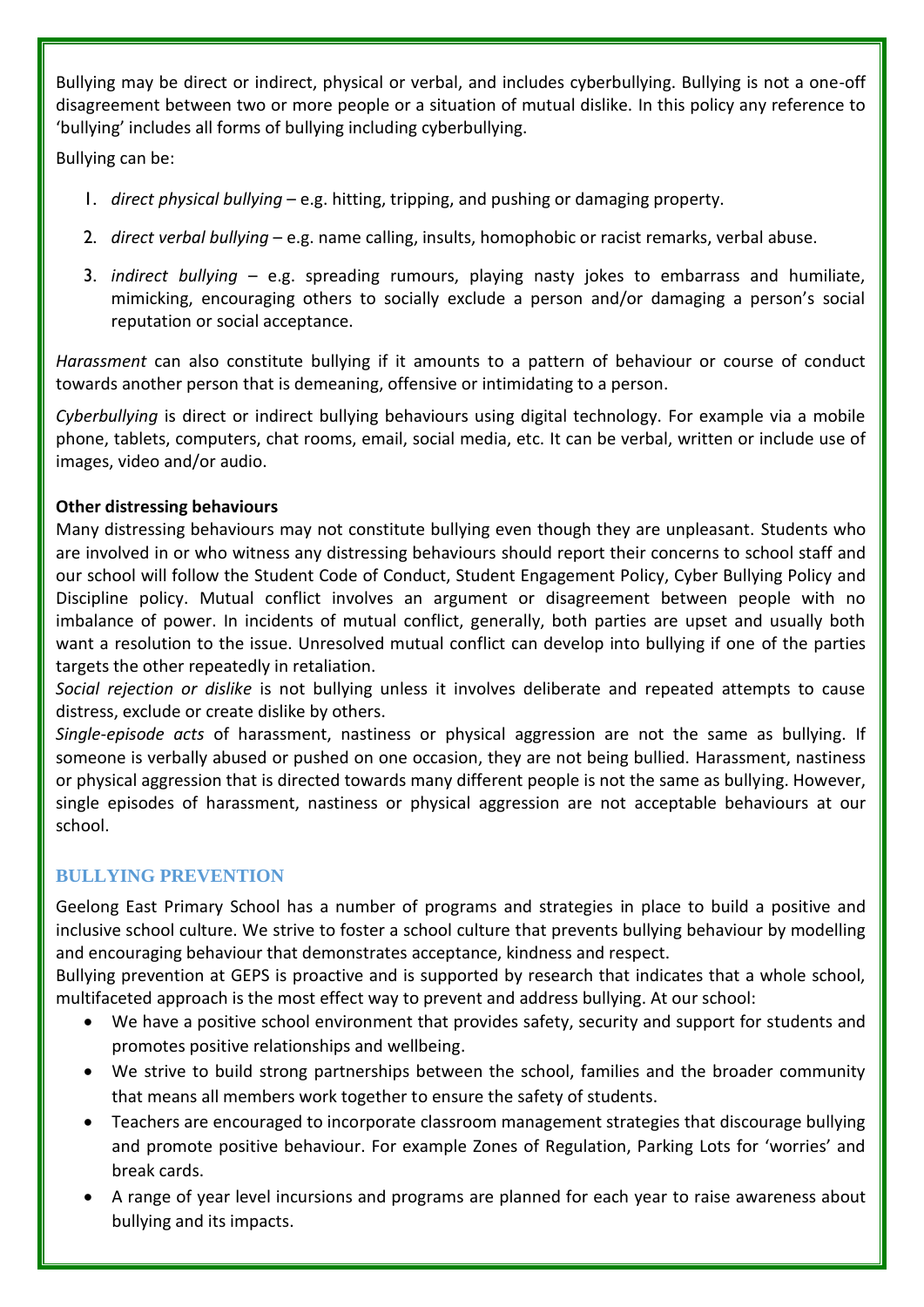Bullying may be direct or indirect, physical or verbal, and includes cyberbullying. Bullying is not a one-off disagreement between two or more people or a situation of mutual dislike. In this policy any reference to 'bullying' includes all forms of bullying including cyberbullying.

Bullying can be:

1. *direct physical bullying* – e.g. hitting, tripping, and pushing or damaging property.
2. *direct verbal bullying* – e.g. name calling, insults, homophobic or racist remarks, verbal abuse.
3. *indirect bullying* – e.g. spreading rumours, playing nasty jokes to embarrass and humiliate, mimicking, encouraging others to socially exclude a person and/or damaging a person's social reputation or social acceptance.

*Harassment* can also constitute bullying if it amounts to a pattern of behaviour or course of conduct towards another person that is demeaning, offensive or intimidating to a person.

*Cyberbullying* is direct or indirect bullying behaviours using digital technology. For example via a mobile phone, tablets, computers, chat rooms, email, social media, etc. It can be verbal, written or include use of images, video and/or audio.

**Other distressing behaviours**

Many distressing behaviours may not constitute bullying even though they are unpleasant. Students who are involved in or who witness any distressing behaviours should report their concerns to school staff and our school will follow the Student Code of Conduct, Student Engagement Policy, Cyber Bullying Policy and Discipline policy. Mutual conflict involves an argument or disagreement between people with no imbalance of power. In incidents of mutual conflict, generally, both parties are upset and usually both want a resolution to the issue. Unresolved mutual conflict can develop into bullying if one of the parties targets the other repeatedly in retaliation.

*Social rejection or dislike* is not bullying unless it involves deliberate and repeated attempts to cause distress, exclude or create dislike by others.

*Single-episode acts* of harassment, nastiness or physical aggression are not the same as bullying. If someone is verbally abused or pushed on one occasion, they are not being bullied. Harassment, nastiness or physical aggression that is directed towards many different people is not the same as bullying. However, single episodes of harassment, nastiness or physical aggression are not acceptable behaviours at our school.

## BULLYING PREVENTION

Geelong East Primary School has a number of programs and strategies in place to build a positive and inclusive school culture. We strive to foster a school culture that prevents bullying behaviour by modelling and encouraging behaviour that demonstrates acceptance, kindness and respect.

Bullying prevention at GEPS is proactive and is supported by research that indicates that a whole school, multifaceted approach is the most effect way to prevent and address bullying. At our school:

- We have a positive school environment that provides safety, security and support for students and promotes positive relationships and wellbeing.
- We strive to build strong partnerships between the school, families and the broader community that means all members work together to ensure the safety of students.
- Teachers are encouraged to incorporate classroom management strategies that discourage bullying and promote positive behaviour. For example Zones of Regulation, Parking Lots for 'worries' and break cards.
- A range of year level incursions and programs are planned for each year to raise awareness about bullying and its impacts.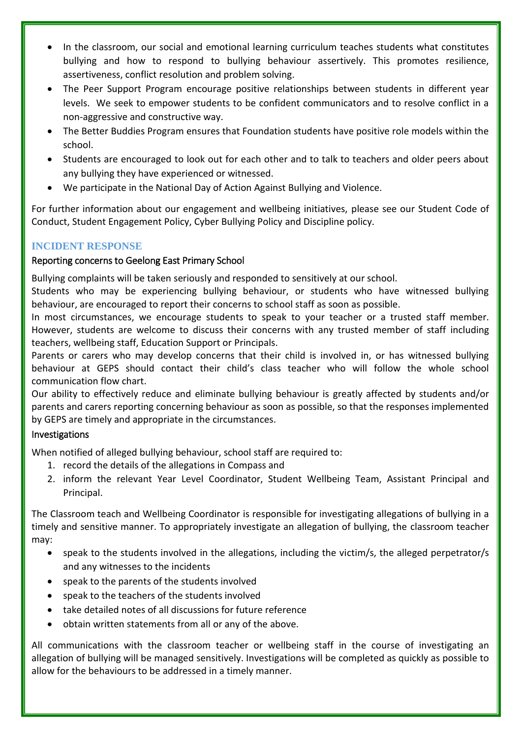- In the classroom, our social and emotional learning curriculum teaches students what constitutes bullying and how to respond to bullying behaviour assertively. This promotes resilience, assertiveness, conflict resolution and problem solving.
- The Peer Support Program encourage positive relationships between students in different year levels. We seek to empower students to be confident communicators and to resolve conflict in a non-aggressive and constructive way.
- The Better Buddies Program ensures that Foundation students have positive role models within the school.
- Students are encouraged to look out for each other and to talk to teachers and older peers about any bullying they have experienced or witnessed.
- We participate in the National Day of Action Against Bullying and Violence.

For further information about our engagement and wellbeing initiatives, please see our Student Code of Conduct, Student Engagement Policy, Cyber Bullying Policy and Discipline policy.

## INCIDENT RESPONSE

### Reporting concerns to Geelong East Primary School

Bullying complaints will be taken seriously and responded to sensitively at our school.

Students who may be experiencing bullying behaviour, or students who have witnessed bullying behaviour, are encouraged to report their concerns to school staff as soon as possible.

In most circumstances, we encourage students to speak to your teacher or a trusted staff member. However, students are welcome to discuss their concerns with any trusted member of staff including teachers, wellbeing staff, Education Support or Principals.

Parents or carers who may develop concerns that their child is involved in, or has witnessed bullying behaviour at GEPS should contact their child's class teacher who will follow the whole school communication flow chart.

Our ability to effectively reduce and eliminate bullying behaviour is greatly affected by students and/or parents and carers reporting concerning behaviour as soon as possible, so that the responses implemented by GEPS are timely and appropriate in the circumstances.

### Investigations

When notified of alleged bullying behaviour, school staff are required to:

1. record the details of the allegations in Compass and
2. inform the relevant Year Level Coordinator, Student Wellbeing Team, Assistant Principal and Principal.

The Classroom teach and Wellbeing Coordinator is responsible for investigating allegations of bullying in a timely and sensitive manner. To appropriately investigate an allegation of bullying, the classroom teacher may:

- speak to the students involved in the allegations, including the victim/s, the alleged perpetrator/s and any witnesses to the incidents
- speak to the parents of the students involved
- speak to the teachers of the students involved
- take detailed notes of all discussions for future reference
- obtain written statements from all or any of the above.

All communications with the classroom teacher or wellbeing staff in the course of investigating an allegation of bullying will be managed sensitively. Investigations will be completed as quickly as possible to allow for the behaviours to be addressed in a timely manner.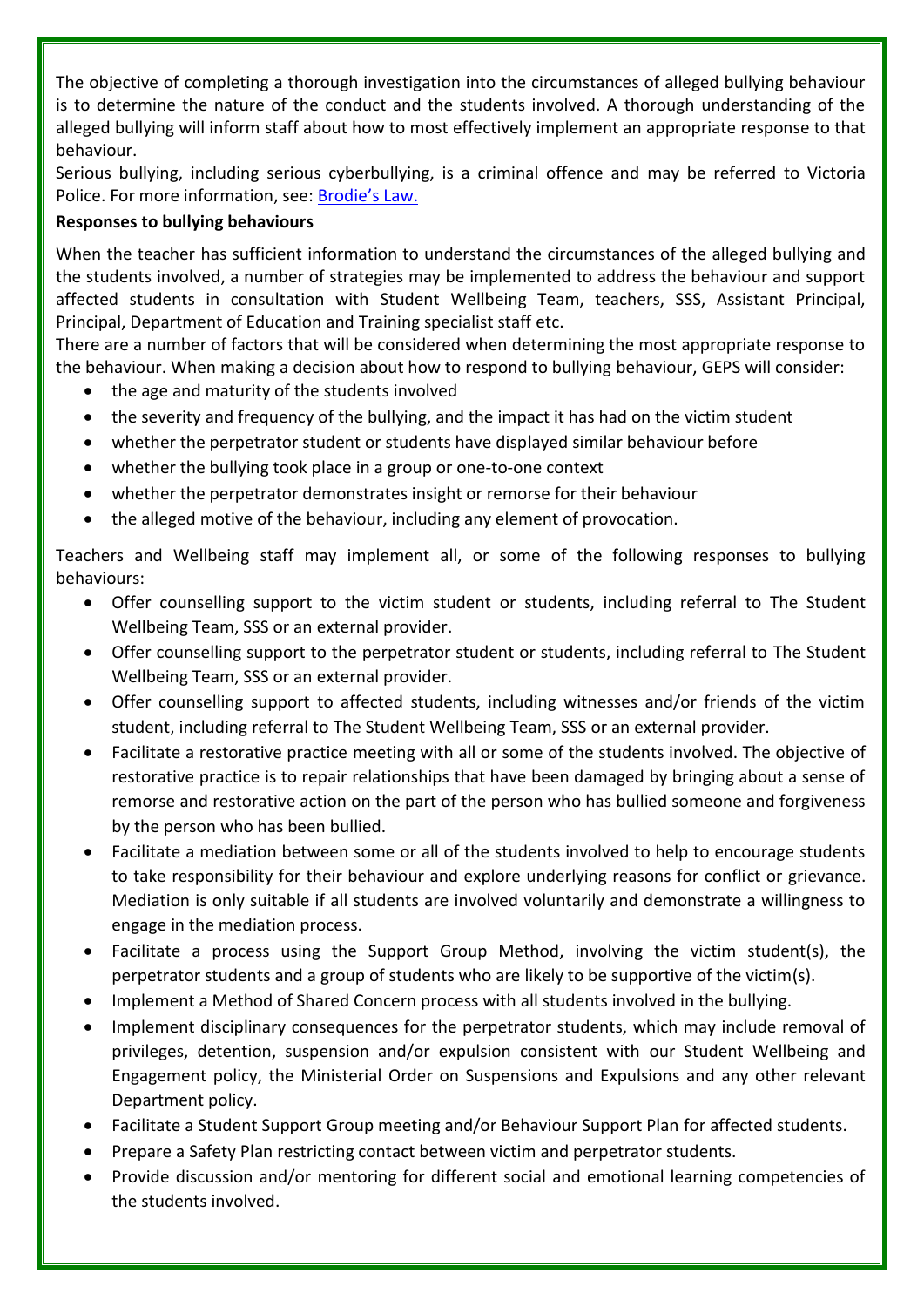The objective of completing a thorough investigation into the circumstances of alleged bullying behaviour is to determine the nature of the conduct and the students involved. A thorough understanding of the alleged bullying will inform staff about how to most effectively implement an appropriate response to that behaviour.

Serious bullying, including serious cyberbullying, is a criminal offence and may be referred to Victoria Police. For more information, see: [Brodie's Law.]

**Responses to bullying behaviours**

When the teacher has sufficient information to understand the circumstances of the alleged bullying and the students involved, a number of strategies may be implemented to address the behaviour and support affected students in consultation with Student Wellbeing Team, teachers, SSS, Assistant Principal, Principal, Department of Education and Training specialist staff etc.

There are a number of factors that will be considered when determining the most appropriate response to the behaviour. When making a decision about how to respond to bullying behaviour, GEPS will consider:

- the age and maturity of the students involved
- the severity and frequency of the bullying, and the impact it has had on the victim student
- whether the perpetrator student or students have displayed similar behaviour before
- whether the bullying took place in a group or one-to-one context
- whether the perpetrator demonstrates insight or remorse for their behaviour
- the alleged motive of the behaviour, including any element of provocation.

Teachers and Wellbeing staff may implement all, or some of the following responses to bullying behaviours:

- Offer counselling support to the victim student or students, including referral to The Student Wellbeing Team, SSS or an external provider.
- Offer counselling support to the perpetrator student or students, including referral to The Student Wellbeing Team, SSS or an external provider.
- Offer counselling support to affected students, including witnesses and/or friends of the victim student, including referral to The Student Wellbeing Team, SSS or an external provider.
- Facilitate a restorative practice meeting with all or some of the students involved. The objective of restorative practice is to repair relationships that have been damaged by bringing about a sense of remorse and restorative action on the part of the person who has bullied someone and forgiveness by the person who has been bullied.
- Facilitate a mediation between some or all of the students involved to help to encourage students to take responsibility for their behaviour and explore underlying reasons for conflict or grievance. Mediation is only suitable if all students are involved voluntarily and demonstrate a willingness to engage in the mediation process.
- Facilitate a process using the Support Group Method, involving the victim student(s), the perpetrator students and a group of students who are likely to be supportive of the victim(s).
- Implement a Method of Shared Concern process with all students involved in the bullying.
- Implement disciplinary consequences for the perpetrator students, which may include removal of privileges, detention, suspension and/or expulsion consistent with our Student Wellbeing and Engagement policy, the Ministerial Order on Suspensions and Expulsions and any other relevant Department policy.
- Facilitate a Student Support Group meeting and/or Behaviour Support Plan for affected students.
- Prepare a Safety Plan restricting contact between victim and perpetrator students.
- Provide discussion and/or mentoring for different social and emotional learning competencies of the students involved.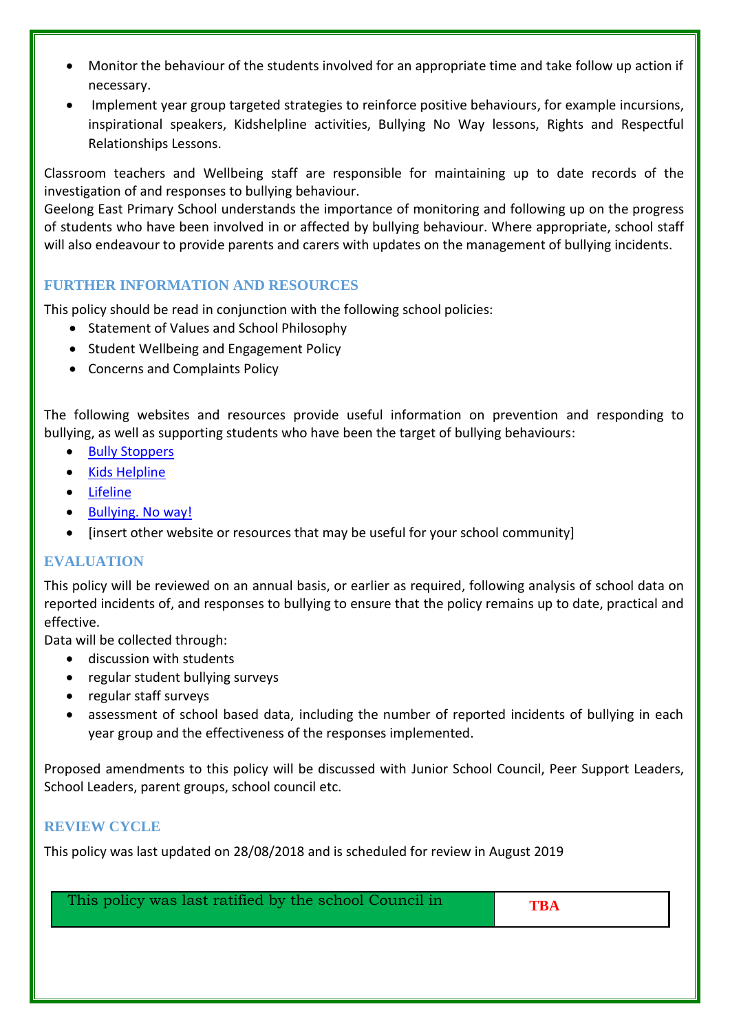- Monitor the behaviour of the students involved for an appropriate time and take follow up action if necessary.
- Implement year group targeted strategies to reinforce positive behaviours, for example incursions, inspirational speakers, Kidshelpline activities, Bullying No Way lessons, Rights and Respectful Relationships Lessons.

Classroom teachers and Wellbeing staff are responsible for maintaining up to date records of the investigation of and responses to bullying behaviour.
Geelong East Primary School understands the importance of monitoring and following up on the progress of students who have been involved in or affected by bullying behaviour. Where appropriate, school staff will also endeavour to provide parents and carers with updates on the management of bullying incidents.

## FURTHER INFORMATION AND RESOURCES

This policy should be read in conjunction with the following school policies:

- Statement of Values and School Philosophy
- Student Wellbeing and Engagement Policy
- Concerns and Complaints Policy

The following websites and resources provide useful information on prevention and responding to bullying, as well as supporting students who have been the target of bullying behaviours:

- Bully Stoppers
- Kids Helpline
- Lifeline
- Bullying. No way!
- [insert other website or resources that may be useful for your school community]

## EVALUATION

This policy will be reviewed on an annual basis, or earlier as required, following analysis of school data on reported incidents of, and responses to bullying to ensure that the policy remains up to date, practical and effective.
Data will be collected through:

- discussion with students
- regular student bullying surveys
- regular staff surveys
- assessment of school based data, including the number of reported incidents of bullying in each year group and the effectiveness of the responses implemented.

Proposed amendments to this policy will be discussed with Junior School Council, Peer Support Leaders, School Leaders, parent groups, school council etc.

## REVIEW CYCLE

This policy was last updated on 28/08/2018 and is scheduled for review in August 2019

| | |
|---|---|
| This policy was last ratified by the school Council in | **TBA** |